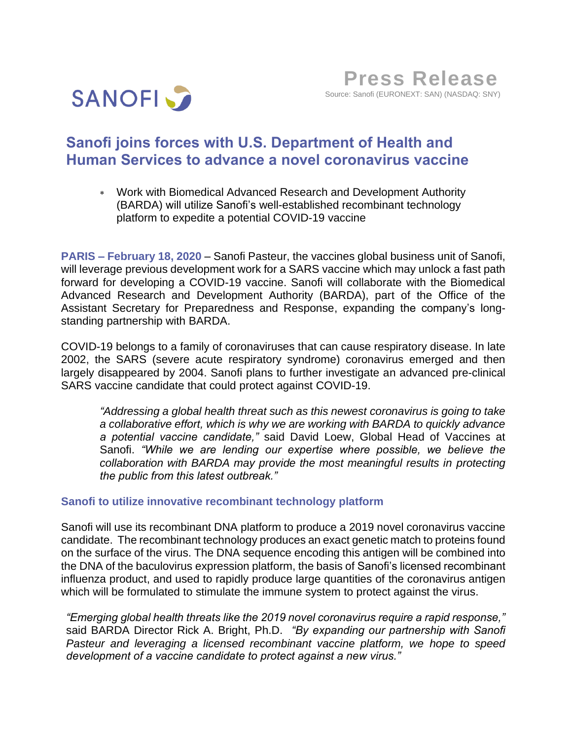SANOFI

# Press Release

Source: Sanofi (EURONEXT: SAN) (NASDAQ: SNY)

## Sanofi joins forces with U.S. Department of Health and Human Services to advance a novel coronavirus vaccine

- Work with Biomedical Advanced Research and Development Authority (BARDA) will utilize Sanofi's well-established recombinant technology platform to expedite a potential COVID-19 vaccine

**PARIS – February 18, 2020** – Sanofi Pasteur, the vaccines global business unit of Sanofi, will leverage previous development work for a SARS vaccine which may unlock a fast path forward for developing a COVID-19 vaccine. Sanofi will collaborate with the Biomedical Advanced Research and Development Authority (BARDA), part of the Office of the Assistant Secretary for Preparedness and Response, expanding the company's long-standing partnership with BARDA.

COVID-19 belongs to a family of coronaviruses that can cause respiratory disease. In late 2002, the SARS (severe acute respiratory syndrome) coronavirus emerged and then largely disappeared by 2004. Sanofi plans to further investigate an advanced pre-clinical SARS vaccine candidate that could protect against COVID-19.

> *"Addressing a global health threat such as this newest coronavirus is going to take a collaborative effort, which is why we are working with BARDA to quickly advance a potential vaccine candidate,"* said David Loew, Global Head of Vaccines at Sanofi. *"While we are lending our expertise where possible, we believe the collaboration with BARDA may provide the most meaningful results in protecting the public from this latest outbreak."*

### Sanofi to utilize innovative recombinant technology platform

Sanofi will use its recombinant DNA platform to produce a 2019 novel coronavirus vaccine candidate. The recombinant technology produces an exact genetic match to proteins found on the surface of the virus. The DNA sequence encoding this antigen will be combined into the DNA of the baculovirus expression platform, the basis of Sanofi's licensed recombinant influenza product, and used to rapidly produce large quantities of the coronavirus antigen which will be formulated to stimulate the immune system to protect against the virus.

*"Emerging global health threats like the 2019 novel coronavirus require a rapid response,"* said BARDA Director Rick A. Bright, Ph.D. *"By expanding our partnership with Sanofi Pasteur and leveraging a licensed recombinant vaccine platform, we hope to speed development of a vaccine candidate to protect against a new virus."*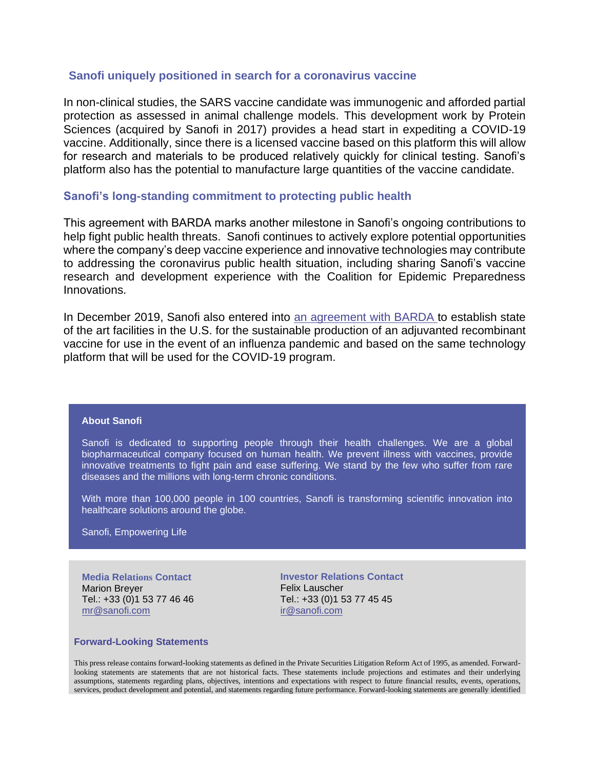### Sanofi uniquely positioned in search for a coronavirus vaccine

In non-clinical studies, the SARS vaccine candidate was immunogenic and afforded partial protection as assessed in animal challenge models. This development work by Protein Sciences (acquired by Sanofi in 2017) provides a head start in expediting a COVID-19 vaccine. Additionally, since there is a licensed vaccine based on this platform this will allow for research and materials to be produced relatively quickly for clinical testing. Sanofi's platform also has the potential to manufacture large quantities of the vaccine candidate.

### Sanofi's long-standing commitment to protecting public health

This agreement with BARDA marks another milestone in Sanofi's ongoing contributions to help fight public health threats. Sanofi continues to actively explore potential opportunities where the company's deep vaccine experience and innovative technologies may contribute to addressing the coronavirus public health situation, including sharing Sanofi's vaccine research and development experience with the Coalition for Epidemic Preparedness Innovations.

In December 2019, Sanofi also entered into an agreement with BARDA to establish state of the art facilities in the U.S. for the sustainable production of an adjuvanted recombinant vaccine for use in the event of an influenza pandemic and based on the same technology platform that will be used for the COVID-19 program.

**About Sanofi**

Sanofi is dedicated to supporting people through their health challenges. We are a global biopharmaceutical company focused on human health. We prevent illness with vaccines, provide innovative treatments to fight pain and ease suffering. We stand by the few who suffer from rare diseases and the millions with long-term chronic conditions.

With more than 100,000 people in 100 countries, Sanofi is transforming scientific innovation into healthcare solutions around the globe.

Sanofi, Empowering Life

**Media Relations Contact**
Marion Breyer
Tel.: +33 (0)1 53 77 46 46
mr@sanofi.com

**Investor Relations Contact**
Felix Lauscher
Tel.: +33 (0)1 53 77 45 45
ir@sanofi.com

**Forward-Looking Statements**

This press release contains forward-looking statements as defined in the Private Securities Litigation Reform Act of 1995, as amended. Forward-looking statements are statements that are not historical facts. These statements include projections and estimates and their underlying assumptions, statements regarding plans, objectives, intentions and expectations with respect to future financial results, events, operations, services, product development and potential, and statements regarding future performance. Forward-looking statements are generally identified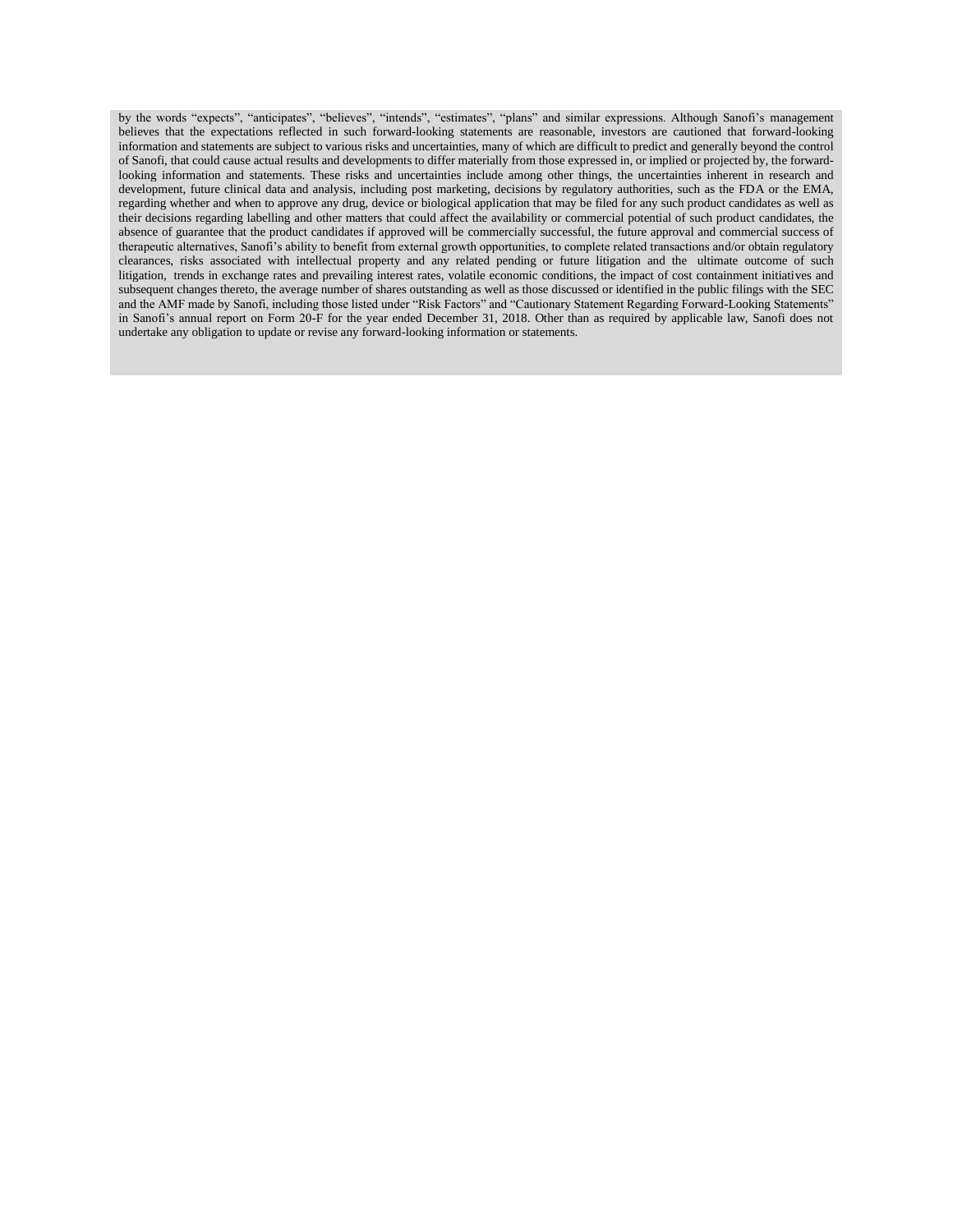by the words “expects”, “anticipates”, “believes”, “intends”, “estimates”, “plans” and similar expressions. Although Sanofi’s management believes that the expectations reflected in such forward-looking statements are reasonable, investors are cautioned that forward-looking information and statements are subject to various risks and uncertainties, many of which are difficult to predict and generally beyond the control of Sanofi, that could cause actual results and developments to differ materially from those expressed in, or implied or projected by, the forward-looking information and statements. These risks and uncertainties include among other things, the uncertainties inherent in research and development, future clinical data and analysis, including post marketing, decisions by regulatory authorities, such as the FDA or the EMA, regarding whether and when to approve any drug, device or biological application that may be filed for any such product candidates as well as their decisions regarding labelling and other matters that could affect the availability or commercial potential of such product candidates, the absence of guarantee that the product candidates if approved will be commercially successful, the future approval and commercial success of therapeutic alternatives, Sanofi’s ability to benefit from external growth opportunities, to complete related transactions and/or obtain regulatory clearances, risks associated with intellectual property and any related pending or future litigation and the ultimate outcome of such litigation, trends in exchange rates and prevailing interest rates, volatile economic conditions, the impact of cost containment initiatives and subsequent changes thereto, the average number of shares outstanding as well as those discussed or identified in the public filings with the SEC and the AMF made by Sanofi, including those listed under “Risk Factors” and “Cautionary Statement Regarding Forward-Looking Statements” in Sanofi’s annual report on Form 20-F for the year ended December 31, 2018. Other than as required by applicable law, Sanofi does not undertake any obligation to update or revise any forward-looking information or statements.